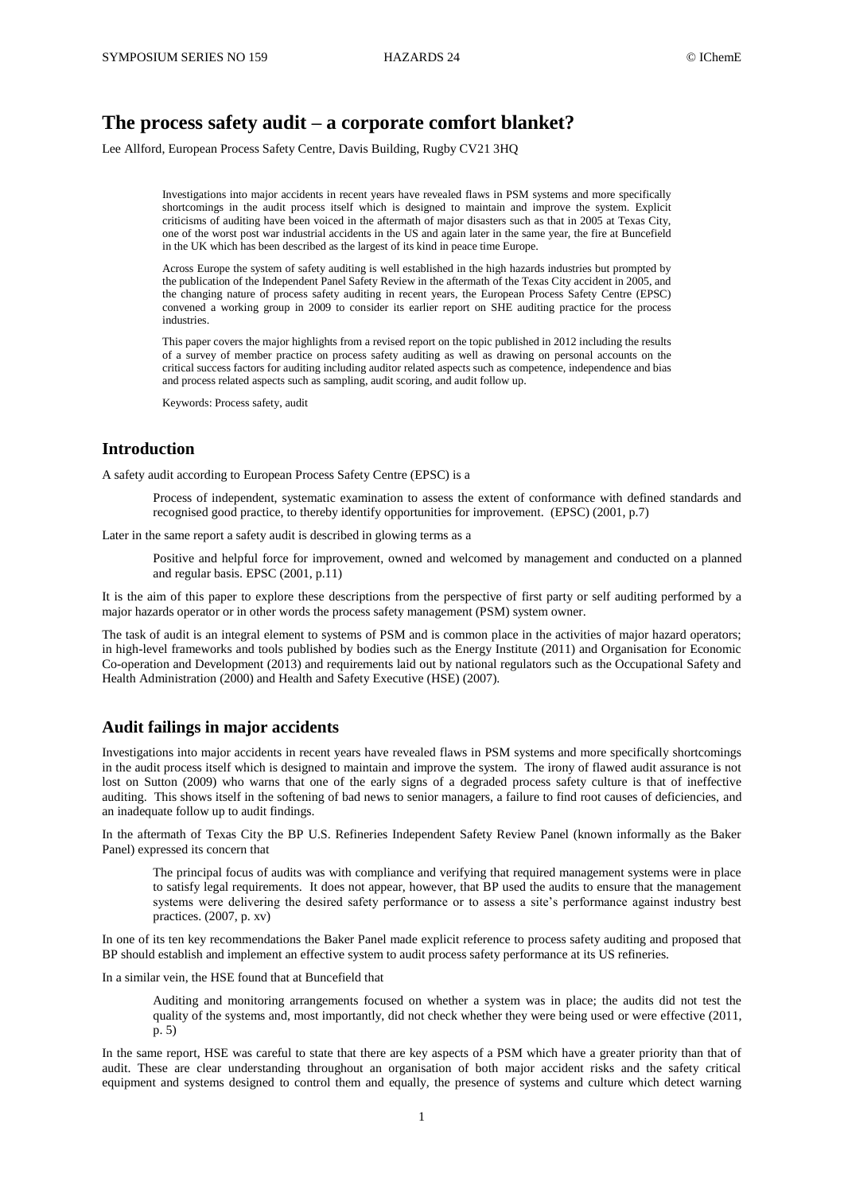# The process safety audit – a corporate comfort blanket?

Lee Allford, European Process Safety Centre, Davis Building, Rugby CV21 3HQ

> Investigations into major accidents in recent years have revealed flaws in PSM systems and more specifically shortcomings in the audit process itself which is designed to maintain and improve the system. Explicit criticisms of auditing have been voiced in the aftermath of major disasters such as that in 2005 at Texas City, one of the worst post war industrial accidents in the US and again later in the same year, the fire at Buncefield in the UK which has been described as the largest of its kind in peace time Europe.
>
> Across Europe the system of safety auditing is well established in the high hazards industries but prompted by the publication of the Independent Panel Safety Review in the aftermath of the Texas City accident in 2005, and the changing nature of process safety auditing in recent years, the European Process Safety Centre (EPSC) convened a working group in 2009 to consider its earlier report on SHE auditing practice for the process industries.
>
> This paper covers the major highlights from a revised report on the topic published in 2012 including the results of a survey of member practice on process safety auditing as well as drawing on personal accounts on the critical success factors for auditing including auditor related aspects such as competence, independence and bias and process related aspects such as sampling, audit scoring, and audit follow up.
>
> Keywords: Process safety, audit

## Introduction

A safety audit according to European Process Safety Centre (EPSC) is a

> Process of independent, systematic examination to assess the extent of conformance with defined standards and recognised good practice, to thereby identify opportunities for improvement. (EPSC) (2001, p.7)

Later in the same report a safety audit is described in glowing terms as a

> Positive and helpful force for improvement, owned and welcomed by management and conducted on a planned and regular basis. EPSC (2001, p.11)

It is the aim of this paper to explore these descriptions from the perspective of first party or self auditing performed by a major hazards operator or in other words the process safety management (PSM) system owner.

The task of audit is an integral element to systems of PSM and is common place in the activities of major hazard operators; in high-level frameworks and tools published by bodies such as the Energy Institute (2011) and Organisation for Economic Co-operation and Development (2013) and requirements laid out by national regulators such as the Occupational Safety and Health Administration (2000) and Health and Safety Executive (HSE) (2007).

## Audit failings in major accidents

Investigations into major accidents in recent years have revealed flaws in PSM systems and more specifically shortcomings in the audit process itself which is designed to maintain and improve the system. The irony of flawed audit assurance is not lost on Sutton (2009) who warns that one of the early signs of a degraded process safety culture is that of ineffective auditing. This shows itself in the softening of bad news to senior managers, a failure to find root causes of deficiencies, and an inadequate follow up to audit findings.

In the aftermath of Texas City the BP U.S. Refineries Independent Safety Review Panel (known informally as the Baker Panel) expressed its concern that

> The principal focus of audits was with compliance and verifying that required management systems were in place to satisfy legal requirements. It does not appear, however, that BP used the audits to ensure that the management systems were delivering the desired safety performance or to assess a site's performance against industry best practices. (2007, p. xv)

In one of its ten key recommendations the Baker Panel made explicit reference to process safety auditing and proposed that BP should establish and implement an effective system to audit process safety performance at its US refineries.

In a similar vein, the HSE found that at Buncefield that

> Auditing and monitoring arrangements focused on whether a system was in place; the audits did not test the quality of the systems and, most importantly, did not check whether they were being used or were effective (2011, p. 5)

In the same report, HSE was careful to state that there are key aspects of a PSM which have a greater priority than that of audit. These are clear understanding throughout an organisation of both major accident risks and the safety critical equipment and systems designed to control them and equally, the presence of systems and culture which detect warning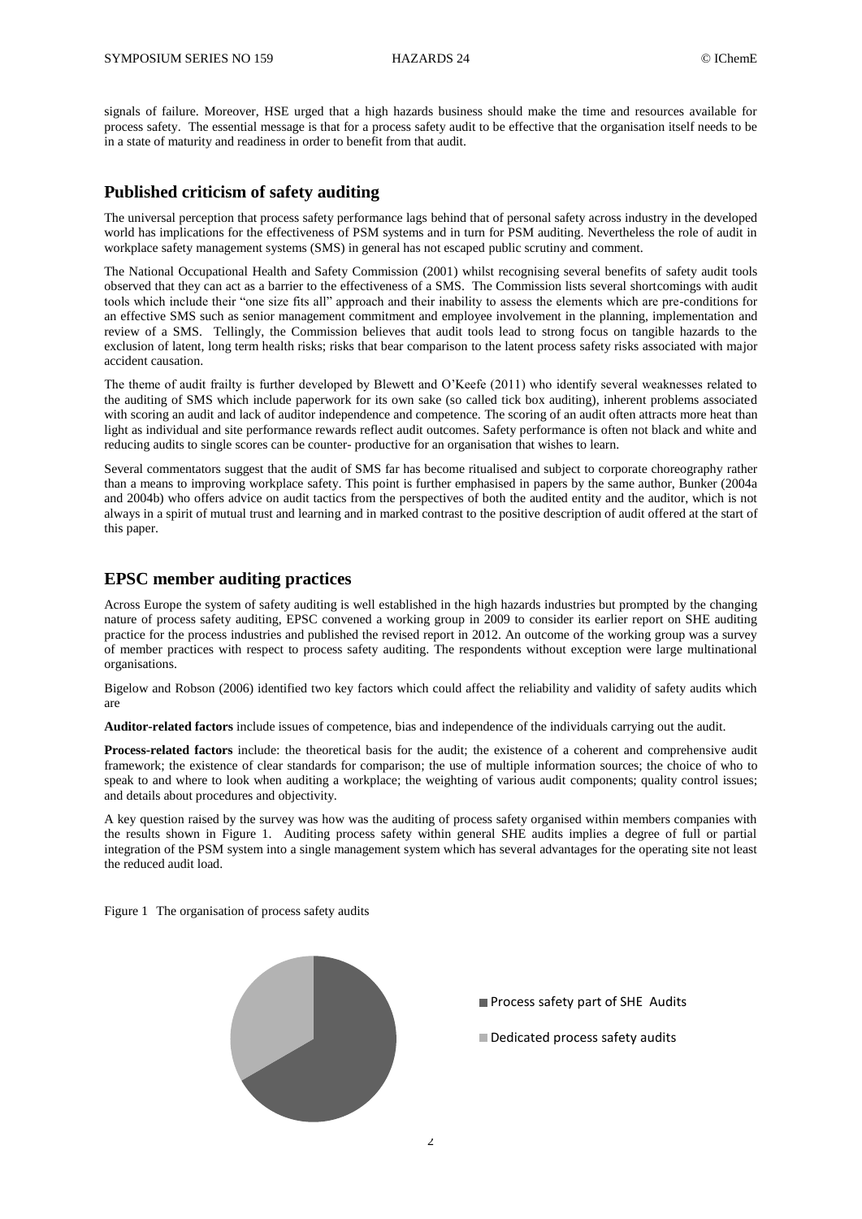signals of failure. Moreover, HSE urged that a high hazards business should make the time and resources available for process safety. The essential message is that for a process safety audit to be effective that the organisation itself needs to be in a state of maturity and readiness in order to benefit from that audit.

## Published criticism of safety auditing

The universal perception that process safety performance lags behind that of personal safety across industry in the developed world has implications for the effectiveness of PSM systems and in turn for PSM auditing. Nevertheless the role of audit in workplace safety management systems (SMS) in general has not escaped public scrutiny and comment.

The National Occupational Health and Safety Commission (2001) whilst recognising several benefits of safety audit tools observed that they can act as a barrier to the effectiveness of a SMS. The Commission lists several shortcomings with audit tools which include their "one size fits all" approach and their inability to assess the elements which are pre-conditions for an effective SMS such as senior management commitment and employee involvement in the planning, implementation and review of a SMS. Tellingly, the Commission believes that audit tools lead to strong focus on tangible hazards to the exclusion of latent, long term health risks; risks that bear comparison to the latent process safety risks associated with major accident causation.

The theme of audit frailty is further developed by Blewett and O'Keefe (2011) who identify several weaknesses related to the auditing of SMS which include paperwork for its own sake (so called tick box auditing), inherent problems associated with scoring an audit and lack of auditor independence and competence. The scoring of an audit often attracts more heat than light as individual and site performance rewards reflect audit outcomes. Safety performance is often not black and white and reducing audits to single scores can be counter- productive for an organisation that wishes to learn.

Several commentators suggest that the audit of SMS far has become ritualised and subject to corporate choreography rather than a means to improving workplace safety. This point is further emphasised in papers by the same author, Bunker (2004a and 2004b) who offers advice on audit tactics from the perspectives of both the audited entity and the auditor, which is not always in a spirit of mutual trust and learning and in marked contrast to the positive description of audit offered at the start of this paper.

## EPSC member auditing practices

Across Europe the system of safety auditing is well established in the high hazards industries but prompted by the changing nature of process safety auditing, EPSC convened a working group in 2009 to consider its earlier report on SHE auditing practice for the process industries and published the revised report in 2012. An outcome of the working group was a survey of member practices with respect to process safety auditing. The respondents without exception were large multinational organisations.

Bigelow and Robson (2006) identified two key factors which could affect the reliability and validity of safety audits which are

**Auditor-related factors** include issues of competence, bias and independence of the individuals carrying out the audit.

**Process-related factors** include: the theoretical basis for the audit; the existence of a coherent and comprehensive audit framework; the existence of clear standards for comparison; the use of multiple information sources; the choice of who to speak to and where to look when auditing a workplace; the weighting of various audit components; quality control issues; and details about procedures and objectivity.

A key question raised by the survey was how was the auditing of process safety organised within members companies with the results shown in Figure 1. Auditing process safety within general SHE audits implies a degree of full or partial integration of the PSM system into a single management system which has several advantages for the operating site not least the reduced audit load.

Figure 1 The organisation of process safety audits

- Process safety part of SHE Audits
- Dedicated process safety audits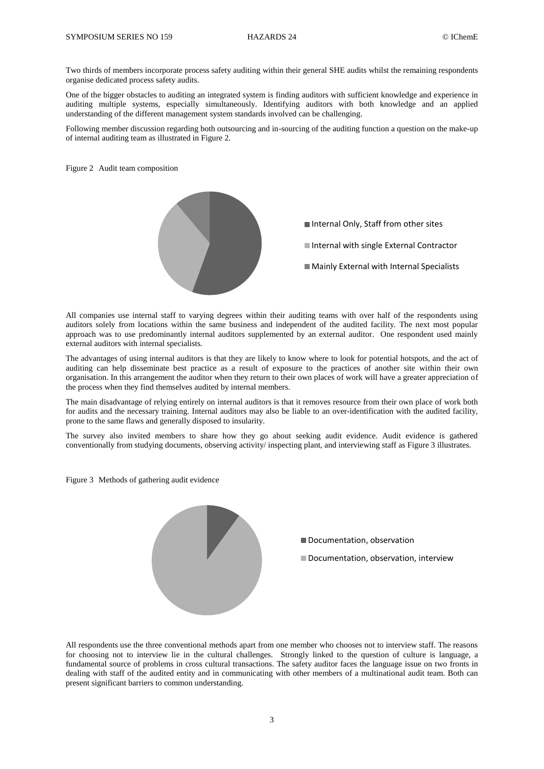Two thirds of members incorporate process safety auditing within their general SHE audits whilst the remaining respondents organise dedicated process safety audits.

One of the bigger obstacles to auditing an integrated system is finding auditors with sufficient knowledge and experience in auditing multiple systems, especially simultaneously. Identifying auditors with both knowledge and an applied understanding of the different management system standards involved can be challenging.

Following member discussion regarding both outsourcing and in-sourcing of the auditing function a question on the make-up of internal auditing team as illustrated in Figure 2.

Figure 2 Audit team composition

- Internal Only, Staff from other sites
- Internal with single External Contractor
- Mainly External with Internal Specialists

All companies use internal staff to varying degrees within their auditing teams with over half of the respondents using auditors solely from locations within the same business and independent of the audited facility. The next most popular approach was to use predominantly internal auditors supplemented by an external auditor. One respondent used mainly external auditors with internal specialists.

The advantages of using internal auditors is that they are likely to know where to look for potential hotspots, and the act of auditing can help disseminate best practice as a result of exposure to the practices of another site within their own organisation. In this arrangement the auditor when they return to their own places of work will have a greater appreciation of the process when they find themselves audited by internal members.

The main disadvantage of relying entirely on internal auditors is that it removes resource from their own place of work both for audits and the necessary training. Internal auditors may also be liable to an over-identification with the audited facility, prone to the same flaws and generally disposed to insularity.

The survey also invited members to share how they go about seeking audit evidence. Audit evidence is gathered conventionally from studying documents, observing activity/ inspecting plant, and interviewing staff as Figure 3 illustrates.

Figure 3 Methods of gathering audit evidence

- Documentation, observation
- Documentation, observation, interview

All respondents use the three conventional methods apart from one member who chooses not to interview staff. The reasons for choosing not to interview lie in the cultural challenges. Strongly linked to the question of culture is language, a fundamental source of problems in cross cultural transactions. The safety auditor faces the language issue on two fronts in dealing with staff of the audited entity and in communicating with other members of a multinational audit team. Both can present significant barriers to common understanding.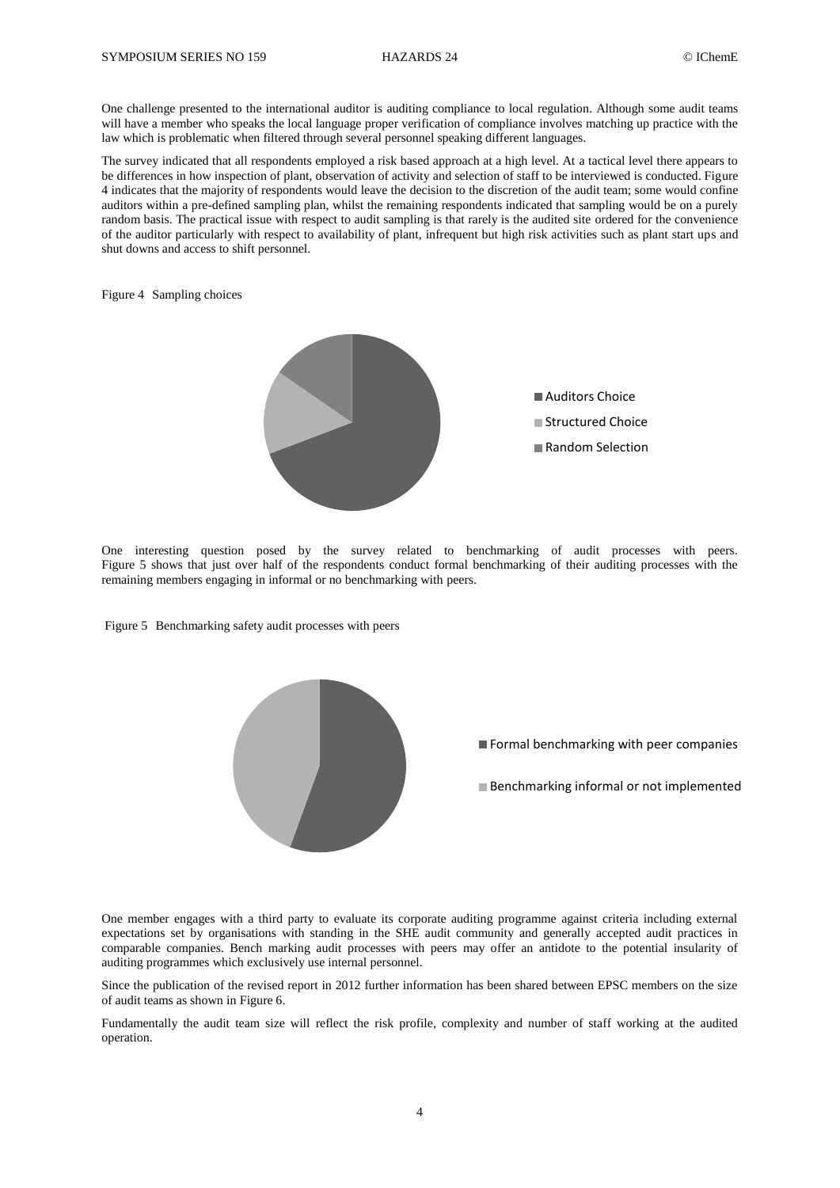One challenge presented to the international auditor is auditing compliance to local regulation. Although some audit teams will have a member who speaks the local language proper verification of compliance involves matching up practice with the law which is problematic when filtered through several personnel speaking different languages.

The survey indicated that all respondents employed a risk based approach at a high level. At a tactical level there appears to be differences in how inspection of plant, observation of activity and selection of staff to be interviewed is conducted. Figure 4 indicates that the majority of respondents would leave the decision to the discretion of the audit team; some would confine auditors within a pre-defined sampling plan, whilst the remaining respondents indicated that sampling would be on a purely random basis. The practical issue with respect to audit sampling is that rarely is the audited site ordered for the convenience of the auditor particularly with respect to availability of plant, infrequent but high risk activities such as plant start ups and shut downs and access to shift personnel.

Figure 4 Sampling choices

Auditors Choice
Structured Choice
Random Selection

One interesting question posed by the survey related to benchmarking of audit processes with peers. Figure 5 shows that just over half of the respondents conduct formal benchmarking of their auditing processes with the remaining members engaging in informal or no benchmarking with peers.

Figure 5 Benchmarking safety audit processes with peers

Formal benchmarking with peer companies
Benchmarking informal or not implemented

One member engages with a third party to evaluate its corporate auditing programme against criteria including external expectations set by organisations with standing in the SHE audit community and generally accepted audit practices in comparable companies. Bench marking audit processes with peers may offer an antidote to the potential insularity of auditing programmes which exclusively use internal personnel.

Since the publication of the revised report in 2012 further information has been shared between EPSC members on the size of audit teams as shown in Figure 6.

Fundamentally the audit team size will reflect the risk profile, complexity and number of staff working at the audited operation.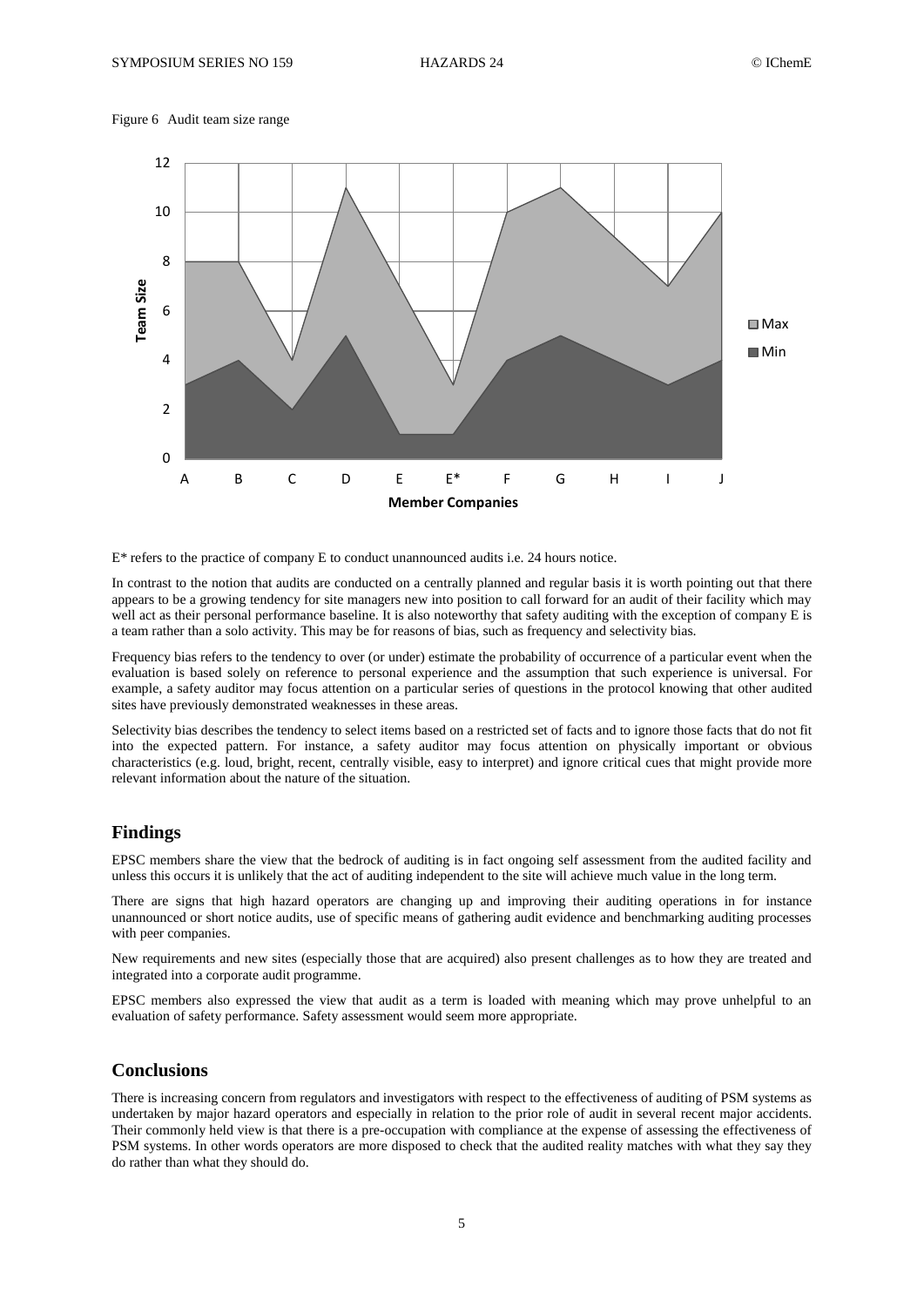Figure 6 Audit team size range

E* refers to the practice of company E to conduct unannounced audits i.e. 24 hours notice.

In contrast to the notion that audits are conducted on a centrally planned and regular basis it is worth pointing out that there appears to be a growing tendency for site managers new into position to call forward for an audit of their facility which may well act as their personal performance baseline. It is also noteworthy that safety auditing with the exception of company E is a team rather than a solo activity. This may be for reasons of bias, such as frequency and selectivity bias.

Frequency bias refers to the tendency to over (or under) estimate the probability of occurrence of a particular event when the evaluation is based solely on reference to personal experience and the assumption that such experience is universal. For example, a safety auditor may focus attention on a particular series of questions in the protocol knowing that other audited sites have previously demonstrated weaknesses in these areas.

Selectivity bias describes the tendency to select items based on a restricted set of facts and to ignore those facts that do not fit into the expected pattern. For instance, a safety auditor may focus attention on physically important or obvious characteristics (e.g. loud, bright, recent, centrally visible, easy to interpret) and ignore critical cues that might provide more relevant information about the nature of the situation.

## Findings

EPSC members share the view that the bedrock of auditing is in fact ongoing self assessment from the audited facility and unless this occurs it is unlikely that the act of auditing independent to the site will achieve much value in the long term.

There are signs that high hazard operators are changing up and improving their auditing operations in for instance unannounced or short notice audits, use of specific means of gathering audit evidence and benchmarking auditing processes with peer companies.

New requirements and new sites (especially those that are acquired) also present challenges as to how they are treated and integrated into a corporate audit programme.

EPSC members also expressed the view that audit as a term is loaded with meaning which may prove unhelpful to an evaluation of safety performance. Safety assessment would seem more appropriate.

## Conclusions

There is increasing concern from regulators and investigators with respect to the effectiveness of auditing of PSM systems as undertaken by major hazard operators and especially in relation to the prior role of audit in several recent major accidents. Their commonly held view is that there is a pre-occupation with compliance at the expense of assessing the effectiveness of PSM systems. In other words operators are more disposed to check that the audited reality matches with what they say they do rather than what they should do.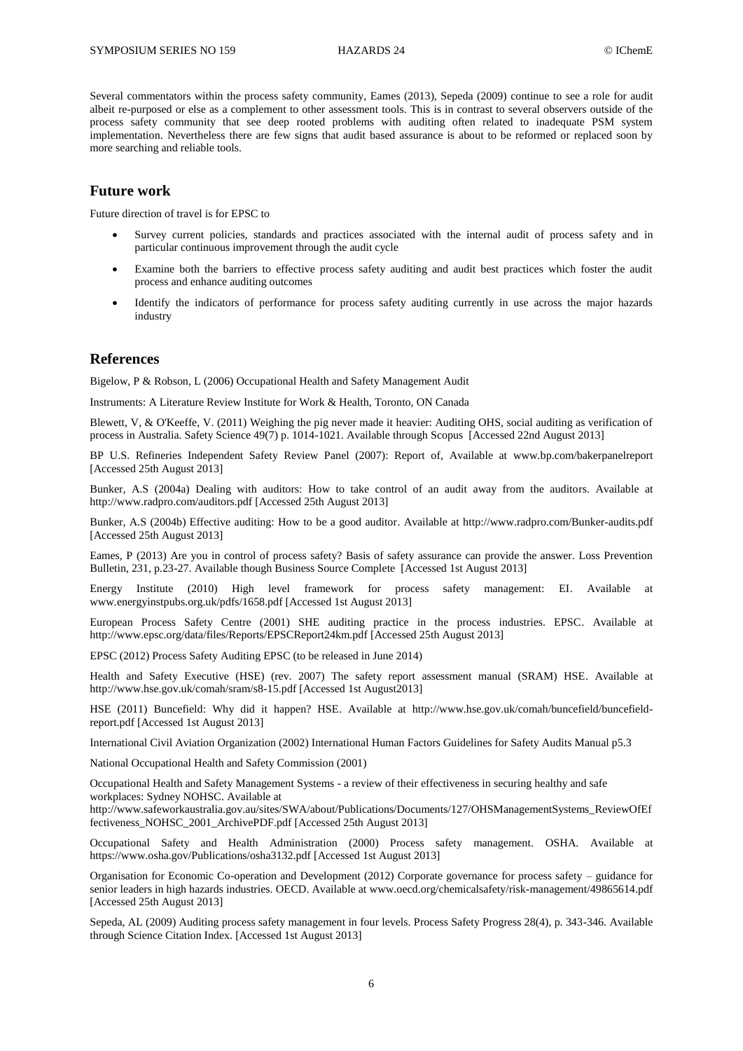Several commentators within the process safety community, Eames (2013), Sepeda (2009) continue to see a role for audit albeit re-purposed or else as a complement to other assessment tools. This is in contrast to several observers outside of the process safety community that see deep rooted problems with auditing often related to inadequate PSM system implementation. Nevertheless there are few signs that audit based assurance is about to be reformed or replaced soon by more searching and reliable tools.

## Future work

Future direction of travel is for EPSC to

- Survey current policies, standards and practices associated with the internal audit of process safety and in particular continuous improvement through the audit cycle
- Examine both the barriers to effective process safety auditing and audit best practices which foster the audit process and enhance auditing outcomes
- Identify the indicators of performance for process safety auditing currently in use across the major hazards industry

## References

Bigelow, P & Robson, L (2006) Occupational Health and Safety Management Audit

Instruments: A Literature Review Institute for Work & Health, Toronto, ON Canada

Blewett, V, & O'Keeffe, V. (2011) Weighing the pig never made it heavier: Auditing OHS, social auditing as verification of process in Australia. Safety Science 49(7) p. 1014-1021. Available through Scopus [Accessed 22nd August 2013]

BP U.S. Refineries Independent Safety Review Panel (2007): Report of, Available at www.bp.com/bakerpanelreport [Accessed 25th August 2013]

Bunker, A.S (2004a) Dealing with auditors: How to take control of an audit away from the auditors. Available at http://www.radpro.com/auditors.pdf [Accessed 25th August 2013]

Bunker, A.S (2004b) Effective auditing: How to be a good auditor. Available at http://www.radpro.com/Bunker-audits.pdf [Accessed 25th August 2013]

Eames, P (2013) Are you in control of process safety? Basis of safety assurance can provide the answer. Loss Prevention Bulletin, 231, p.23-27. Available though Business Source Complete [Accessed 1st August 2013]

Energy Institute (2010) High level framework for process safety management: EI. Available at www.energyinstpubs.org.uk/pdfs/1658.pdf [Accessed 1st August 2013]

European Process Safety Centre (2001) SHE auditing practice in the process industries. EPSC. Available at http://www.epsc.org/data/files/Reports/EPSCReport24km.pdf [Accessed 25th August 2013]

EPSC (2012) Process Safety Auditing EPSC (to be released in June 2014)

Health and Safety Executive (HSE) (rev. 2007) The safety report assessment manual (SRAM) HSE. Available at http://www.hse.gov.uk/comah/sram/s8-15.pdf [Accessed 1st August2013]

HSE (2011) Buncefield: Why did it happen? HSE. Available at http://www.hse.gov.uk/comah/buncefield/buncefield-report.pdf [Accessed 1st August 2013]

International Civil Aviation Organization (2002) International Human Factors Guidelines for Safety Audits Manual p5.3

National Occupational Health and Safety Commission (2001)

Occupational Health and Safety Management Systems - a review of their effectiveness in securing healthy and safe workplaces: Sydney NOHSC. Available at http://www.safeworkaustralia.gov.au/sites/SWA/about/Publications/Documents/127/OHSManagementSystems_ReviewOfEffectiveness_NOHSC_2001_ArchivePDF.pdf [Accessed 25th August 2013]

Occupational Safety and Health Administration (2000) Process safety management. OSHA. Available at https://www.osha.gov/Publications/osha3132.pdf [Accessed 1st August 2013]

Organisation for Economic Co-operation and Development (2012) Corporate governance for process safety – guidance for senior leaders in high hazards industries. OECD. Available at www.oecd.org/chemicalsafety/risk-management/49865614.pdf [Accessed 25th August 2013]

Sepeda, AL (2009) Auditing process safety management in four levels. Process Safety Progress 28(4), p. 343-346. Available through Science Citation Index. [Accessed 1st August 2013]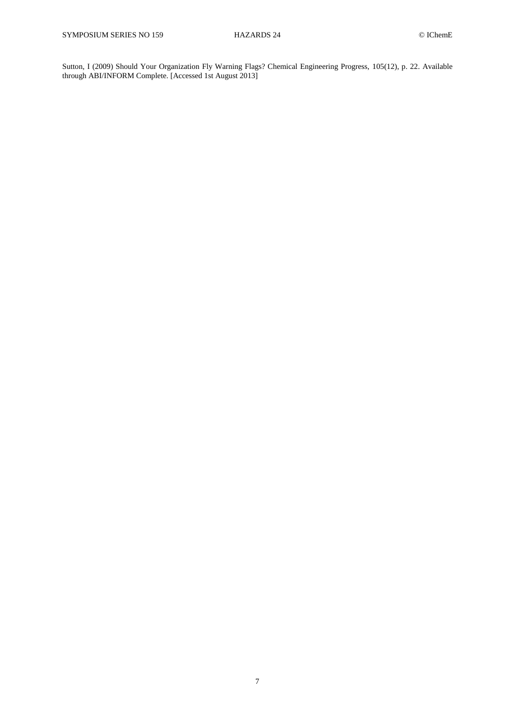Sutton, I (2009) Should Your Organization Fly Warning Flags? Chemical Engineering Progress, 105(12), p. 22. Available through ABI/INFORM Complete. [Accessed 1st August 2013]